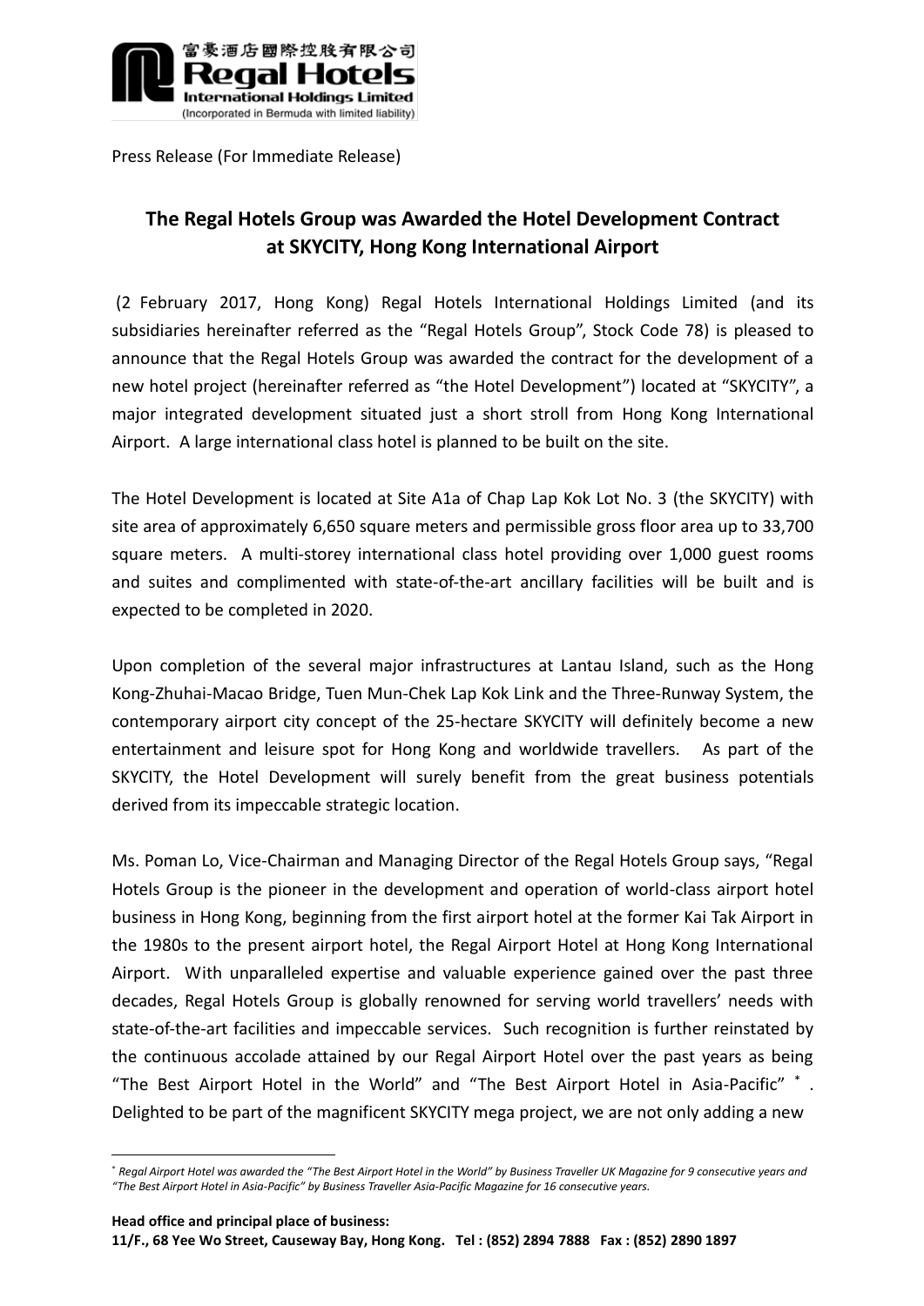富豪酒店國際控股有限公司
Regal Hotels International Holdings Limited
(Incorporated in Bermuda with limited liability)

Press Release (For Immediate Release)

## The Regal Hotels Group was Awarded the Hotel Development Contract at SKYCITY, Hong Kong International Airport

(2 February 2017, Hong Kong) Regal Hotels International Holdings Limited (and its subsidiaries hereinafter referred as the "Regal Hotels Group", Stock Code 78) is pleased to announce that the Regal Hotels Group was awarded the contract for the development of a new hotel project (hereinafter referred as "the Hotel Development") located at "SKYCITY", a major integrated development situated just a short stroll from Hong Kong International Airport. A large international class hotel is planned to be built on the site.

The Hotel Development is located at Site A1a of Chap Lap Kok Lot No. 3 (the SKYCITY) with site area of approximately 6,650 square meters and permissible gross floor area up to 33,700 square meters. A multi-storey international class hotel providing over 1,000 guest rooms and suites and complimented with state-of-the-art ancillary facilities will be built and is expected to be completed in 2020.

Upon completion of the several major infrastructures at Lantau Island, such as the Hong Kong-Zhuhai-Macao Bridge, Tuen Mun-Chek Lap Kok Link and the Three-Runway System, the contemporary airport city concept of the 25-hectare SKYCITY will definitely become a new entertainment and leisure spot for Hong Kong and worldwide travellers. As part of the SKYCITY, the Hotel Development will surely benefit from the great business potentials derived from its impeccable strategic location.

Ms. Poman Lo, Vice-Chairman and Managing Director of the Regal Hotels Group says, "Regal Hotels Group is the pioneer in the development and operation of world-class airport hotel business in Hong Kong, beginning from the first airport hotel at the former Kai Tak Airport in the 1980s to the present airport hotel, the Regal Airport Hotel at Hong Kong International Airport. With unparalleled expertise and valuable experience gained over the past three decades, Regal Hotels Group is globally renowned for serving world travellers' needs with state-of-the-art facilities and impeccable services. Such recognition is further reinstated by the continuous accolade attained by our Regal Airport Hotel over the past years as being "The Best Airport Hotel in the World" and "The Best Airport Hotel in Asia-Pacific" [*]. Delighted to be part of the magnificent SKYCITY mega project, we are not only adding a new

[*] *Regal Airport Hotel was awarded the "The Best Airport Hotel in the World" by Business Traveller UK Magazine for 9 consecutive years and "The Best Airport Hotel in Asia-Pacific" by Business Traveller Asia-Pacific Magazine for 16 consecutive years.*

**Head office and principal place of business:**
**11/F., 68 Yee Wo Street, Causeway Bay, Hong Kong. Tel : (852) 2894 7888 Fax : (852) 2890 1897**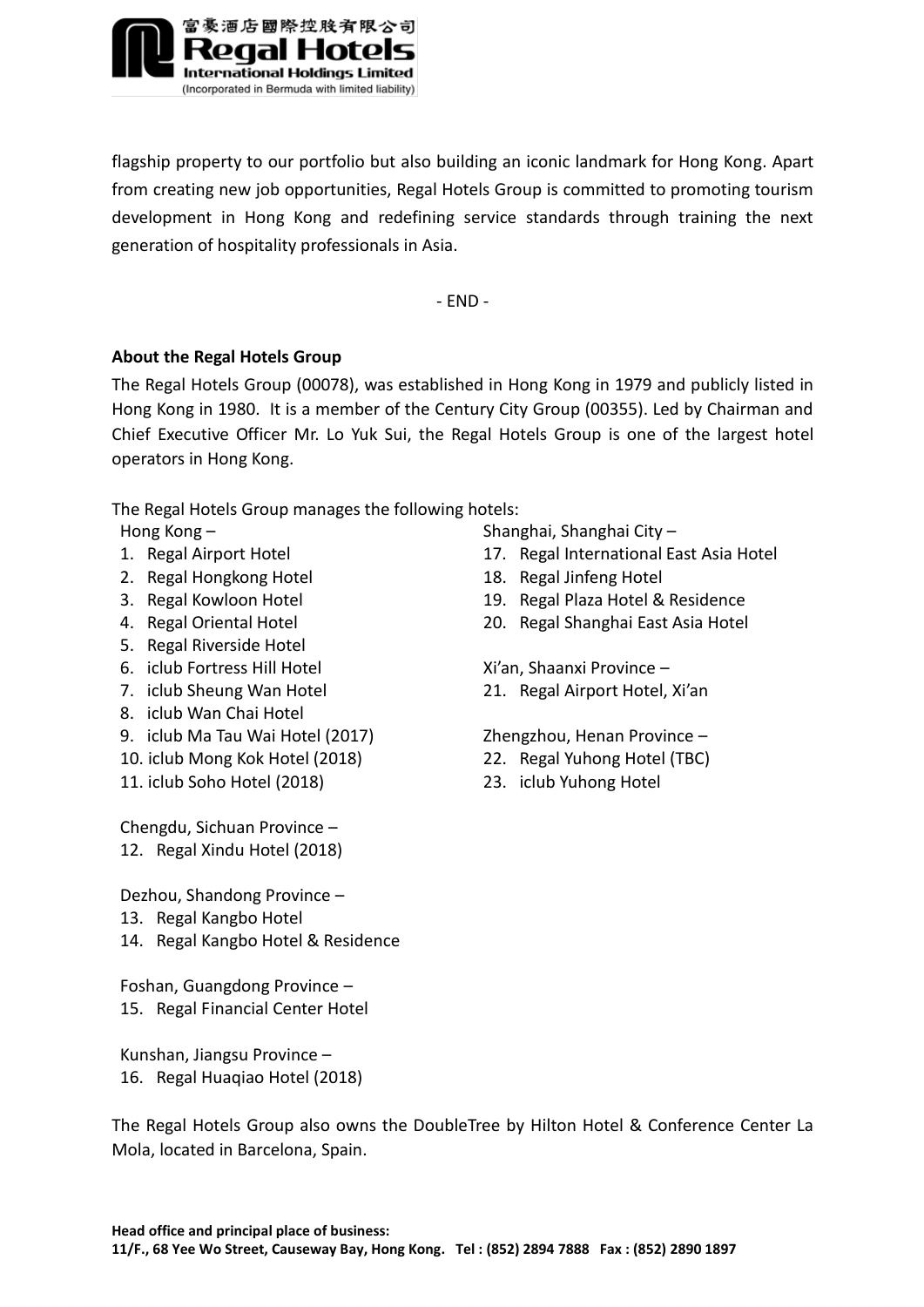flagship property to our portfolio but also building an iconic landmark for Hong Kong. Apart from creating new job opportunities, Regal Hotels Group is committed to promoting tourism development in Hong Kong and redefining service standards through training the next generation of hospitality professionals in Asia.

- END -

**About the Regal Hotels Group**

The Regal Hotels Group (00078), was established in Hong Kong in 1979 and publicly listed in Hong Kong in 1980. It is a member of the Century City Group (00355). Led by Chairman and Chief Executive Officer Mr. Lo Yuk Sui, the Regal Hotels Group is one of the largest hotel operators in Hong Kong.

The Regal Hotels Group manages the following hotels:

Hong Kong –

1. Regal Airport Hotel
2. Regal Hongkong Hotel
3. Regal Kowloon Hotel
4. Regal Oriental Hotel
5. Regal Riverside Hotel
6. iclub Fortress Hill Hotel
7. iclub Sheung Wan Hotel
8. iclub Wan Chai Hotel
9. iclub Ma Tau Wai Hotel (2017)
10. iclub Mong Kok Hotel (2018)
11. iclub Soho Hotel (2018)

Chengdu, Sichuan Province –

12. Regal Xindu Hotel (2018)

Dezhou, Shandong Province –

13. Regal Kangbo Hotel
14. Regal Kangbo Hotel & Residence

Foshan, Guangdong Province –

15. Regal Financial Center Hotel

Kunshan, Jiangsu Province –

16. Regal Huaqiao Hotel (2018)

Shanghai, Shanghai City –

17. Regal International East Asia Hotel
18. Regal Jinfeng Hotel
19. Regal Plaza Hotel & Residence
20. Regal Shanghai East Asia Hotel

Xi'an, Shaanxi Province –

21. Regal Airport Hotel, Xi'an

Zhengzhou, Henan Province –

22. Regal Yuhong Hotel (TBC)
23. iclub Yuhong Hotel

The Regal Hotels Group also owns the DoubleTree by Hilton Hotel & Conference Center La Mola, located in Barcelona, Spain.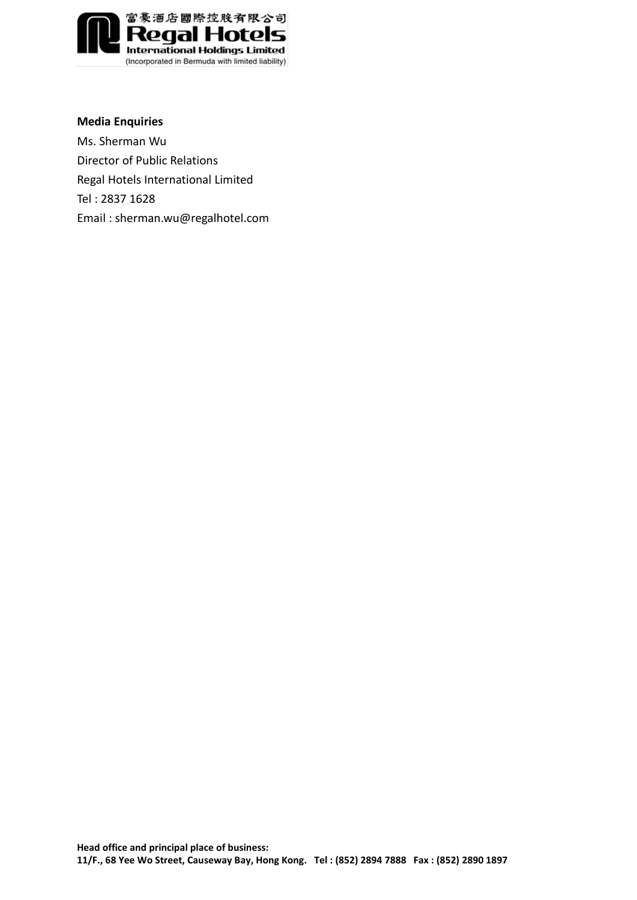富豪酒店國際控股有限公司
Regal Hotels
International Holdings Limited
(Incorporated in Bermuda with limited liability)

**Media Enquiries**

Ms. Sherman Wu
Director of Public Relations
Regal Hotels International Limited
Tel : 2837 1628
Email : sherman.wu@regalhotel.com

**Head office and principal place of business:**
**11/F., 68 Yee Wo Street, Causeway Bay, Hong Kong. Tel : (852) 2894 7888 Fax : (852) 2890 1897**